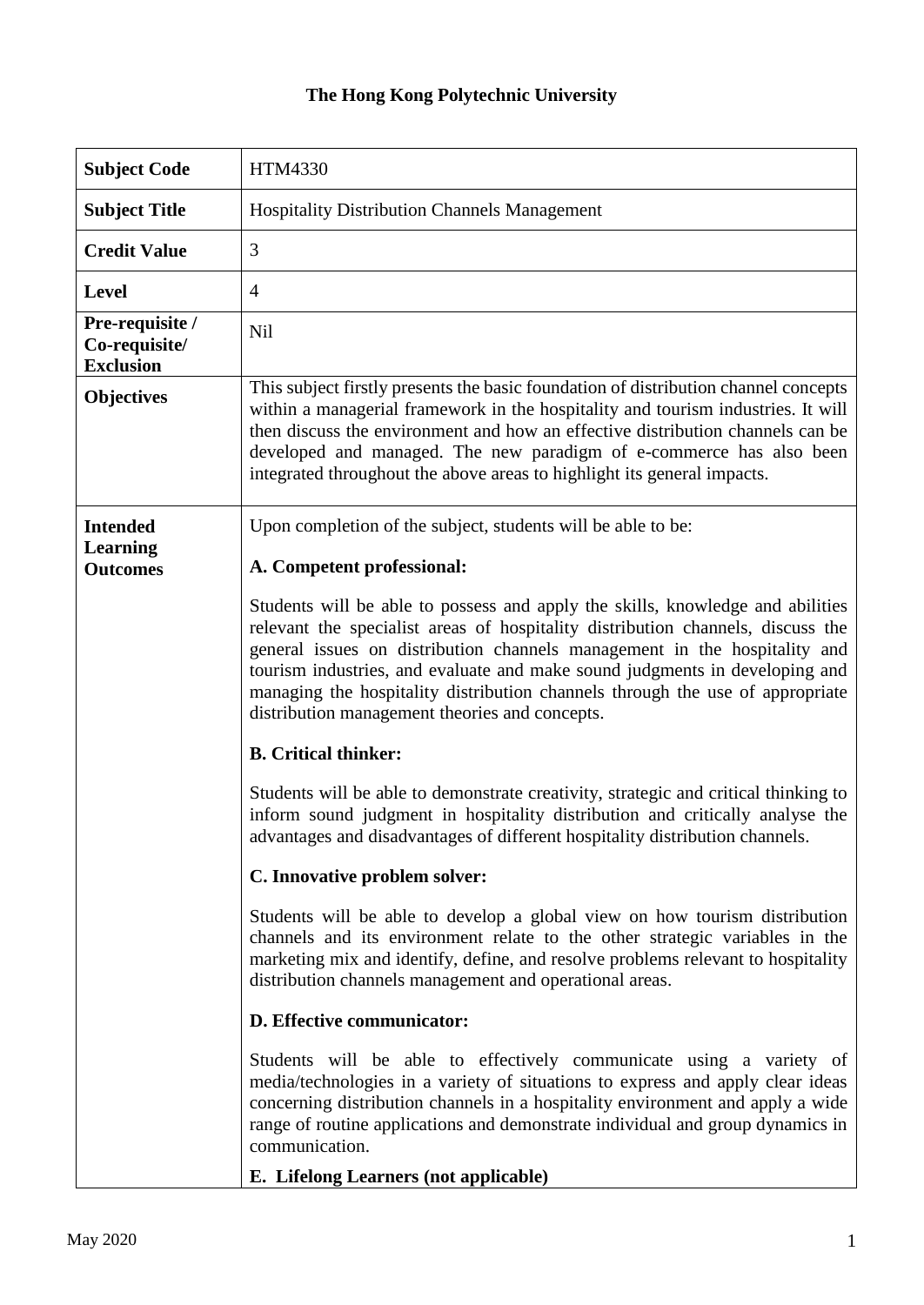# The Hong Kong Polytechnic University

| | |
|---|---|
| **Subject Code** | HTM4330 |
| **Subject Title** | Hospitality Distribution Channels Management |
| **Credit Value** | 3 |
| **Level** | 4 |
| **Pre-requisite / Co-requisite/ Exclusion** | Nil |
| **Objectives** | This subject firstly presents the basic foundation of distribution channel concepts within a managerial framework in the hospitality and tourism industries. It will then discuss the environment and how an effective distribution channels can be developed and managed. The new paradigm of e-commerce has also been integrated throughout the above areas to highlight its general impacts. |
| **Intended Learning Outcomes** | Upon completion of the subject, students will be able to be:<br><br>**A. Competent professional:**<br><br>Students will be able to possess and apply the skills, knowledge and abilities relevant the specialist areas of hospitality distribution channels, discuss the general issues on distribution channels management in the hospitality and tourism industries, and evaluate and make sound judgments in developing and managing the hospitality distribution channels through the use of appropriate distribution management theories and concepts.<br><br>**B. Critical thinker:**<br><br>Students will be able to demonstrate creativity, strategic and critical thinking to inform sound judgment in hospitality distribution and critically analyse the advantages and disadvantages of different hospitality distribution channels.<br><br>**C. Innovative problem solver:**<br><br>Students will be able to develop a global view on how tourism distribution channels and its environment relate to the other strategic variables in the marketing mix and identify, define, and resolve problems relevant to hospitality distribution channels management and operational areas.<br><br>**D. Effective communicator:**<br><br>Students will be able to effectively communicate using a variety of media/technologies in a variety of situations to express and apply clear ideas concerning distribution channels in a hospitality environment and apply a wide range of routine applications and demonstrate individual and group dynamics in communication.<br><br>**E. Lifelong Learners (not applicable)** |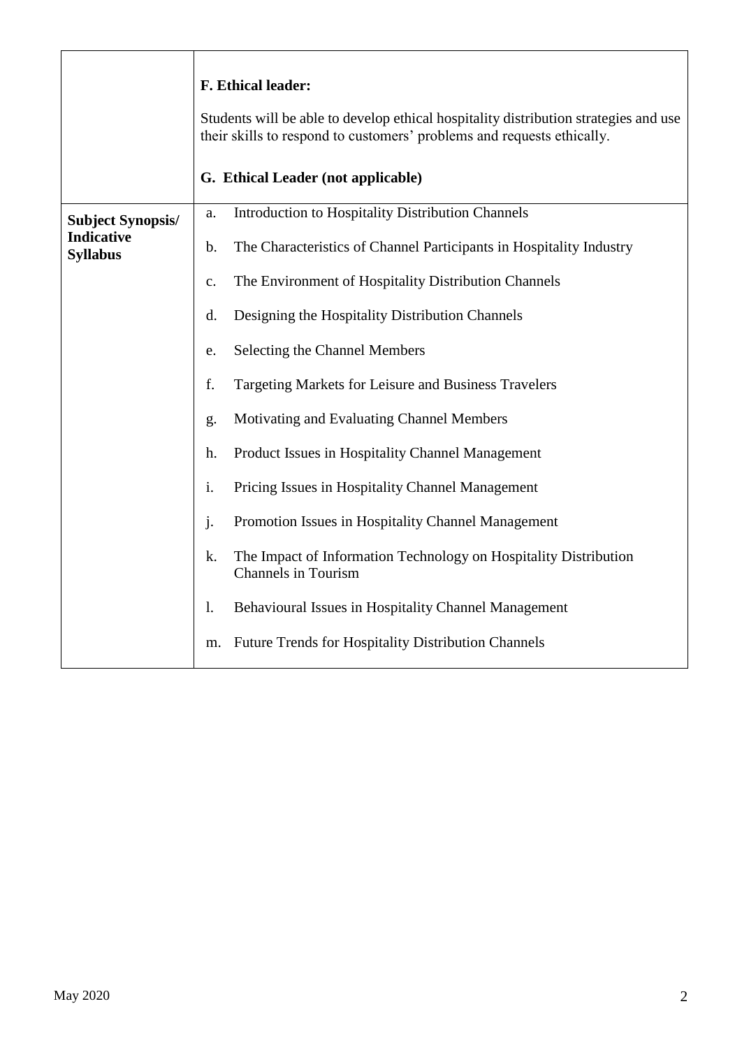| | |
|---|---|
| | **F. Ethical leader:**<br><br>Students will be able to develop ethical hospitality distribution strategies and use their skills to respond to customers' problems and requests ethically.<br><br>**G. Ethical Leader (not applicable)** |
| **Subject Synopsis/ Indicative Syllabus** | a. Introduction to Hospitality Distribution Channels<br><br>b. The Characteristics of Channel Participants in Hospitality Industry<br><br>c. The Environment of Hospitality Distribution Channels<br><br>d. Designing the Hospitality Distribution Channels<br><br>e. Selecting the Channel Members<br><br>f. Targeting Markets for Leisure and Business Travelers<br><br>g. Motivating and Evaluating Channel Members<br><br>h. Product Issues in Hospitality Channel Management<br><br>i. Pricing Issues in Hospitality Channel Management<br><br>j. Promotion Issues in Hospitality Channel Management<br><br>k. The Impact of Information Technology on Hospitality Distribution Channels in Tourism<br><br>l. Behavioural Issues in Hospitality Channel Management<br><br>m. Future Trends for Hospitality Distribution Channels |

May 2020